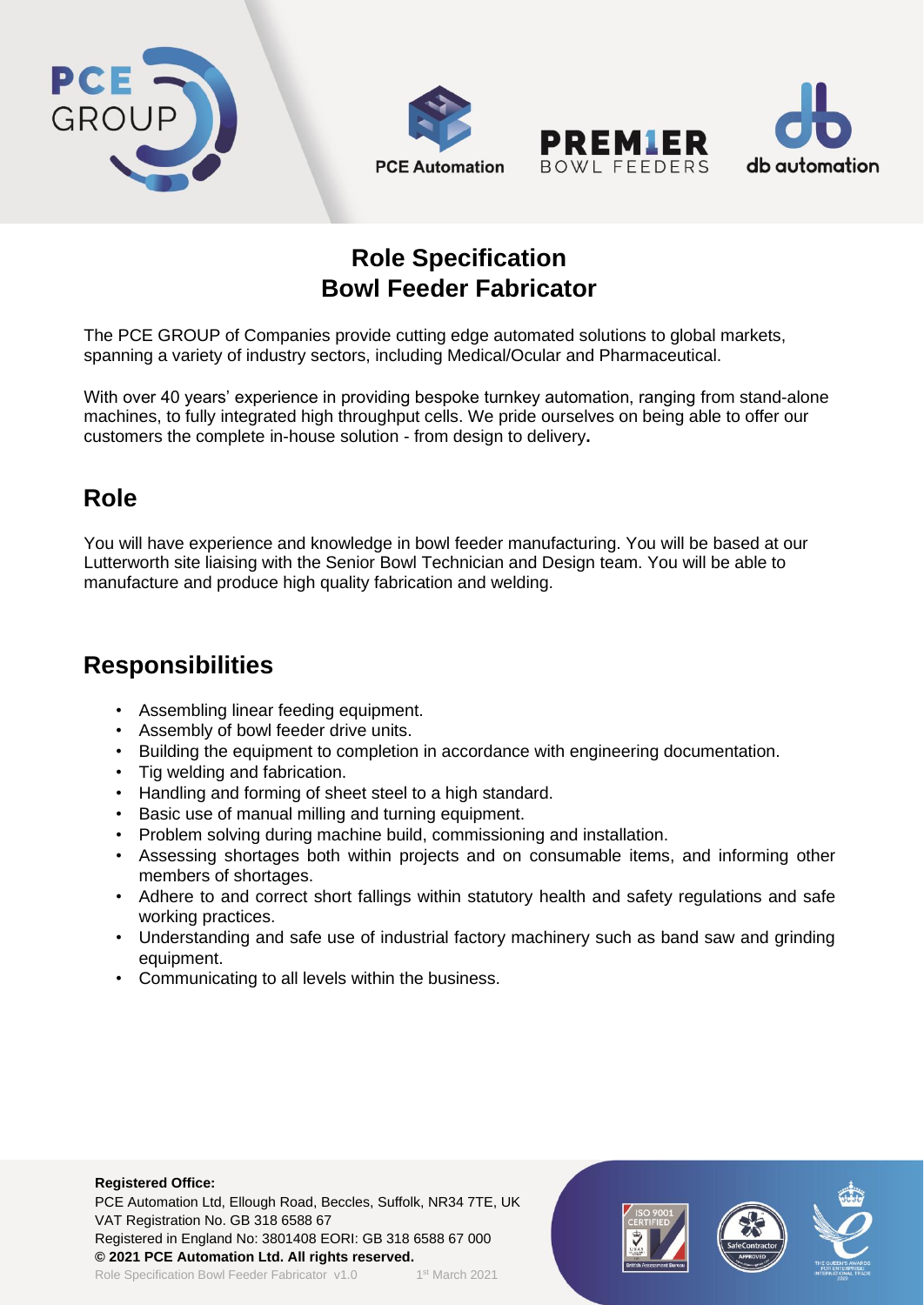# Role Specification
# Bowl Feeder Fabricator

The PCE GROUP of Companies provide cutting edge automated solutions to global markets, spanning a variety of industry sectors, including Medical/Ocular and Pharmaceutical.

With over 40 years' experience in providing bespoke turnkey automation, ranging from stand-alone machines, to fully integrated high throughput cells. We pride ourselves on being able to offer our customers the complete in-house solution - from design to delivery**.**

## Role

You will have experience and knowledge in bowl feeder manufacturing. You will be based at our Lutterworth site liaising with the Senior Bowl Technician and Design team. You will be able to manufacture and produce high quality fabrication and welding.

## Responsibilities

- Assembling linear feeding equipment.
- Assembly of bowl feeder drive units.
- Building the equipment to completion in accordance with engineering documentation.
- Tig welding and fabrication.
- Handling and forming of sheet steel to a high standard.
- Basic use of manual milling and turning equipment.
- Problem solving during machine build, commissioning and installation.
- Assessing shortages both within projects and on consumable items, and informing other members of shortages.
- Adhere to and correct short fallings within statutory health and safety regulations and safe working practices.
- Understanding and safe use of industrial factory machinery such as band saw and grinding equipment.
- Communicating to all levels within the business.

**Registered Office:**
PCE Automation Ltd, Ellough Road, Beccles, Suffolk, NR34 7TE, UK
VAT Registration No. GB 318 6588 67
Registered in England No: 3801408 EORI: GB 318 6588 67 000
**© 2021 PCE Automation Ltd. All rights reserved.**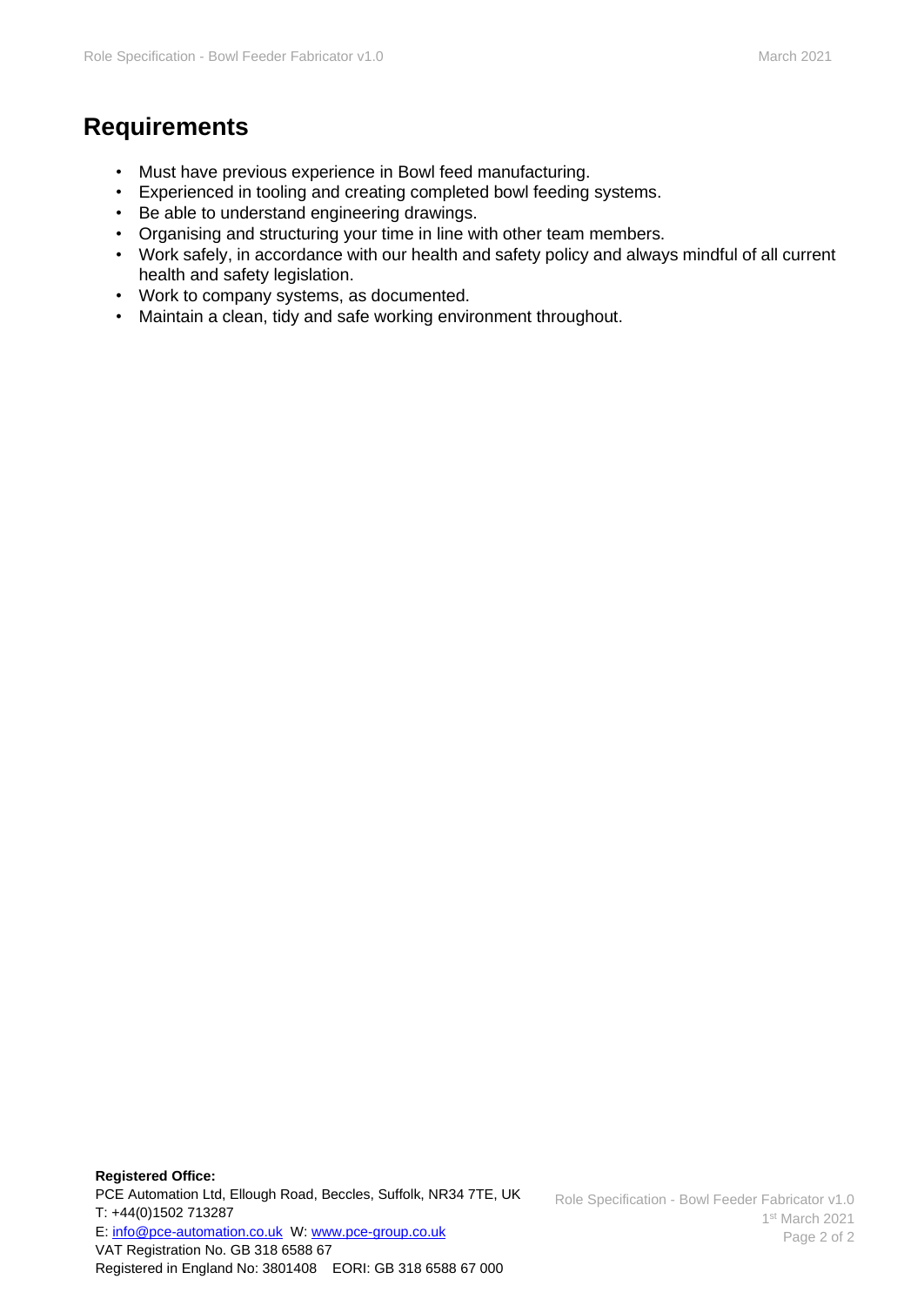## Requirements

- Must have previous experience in Bowl feed manufacturing.
- Experienced in tooling and creating completed bowl feeding systems.
- Be able to understand engineering drawings.
- Organising and structuring your time in line with other team members.
- Work safely, in accordance with our health and safety policy and always mindful of all current health and safety legislation.
- Work to company systems, as documented.
- Maintain a clean, tidy and safe working environment throughout.